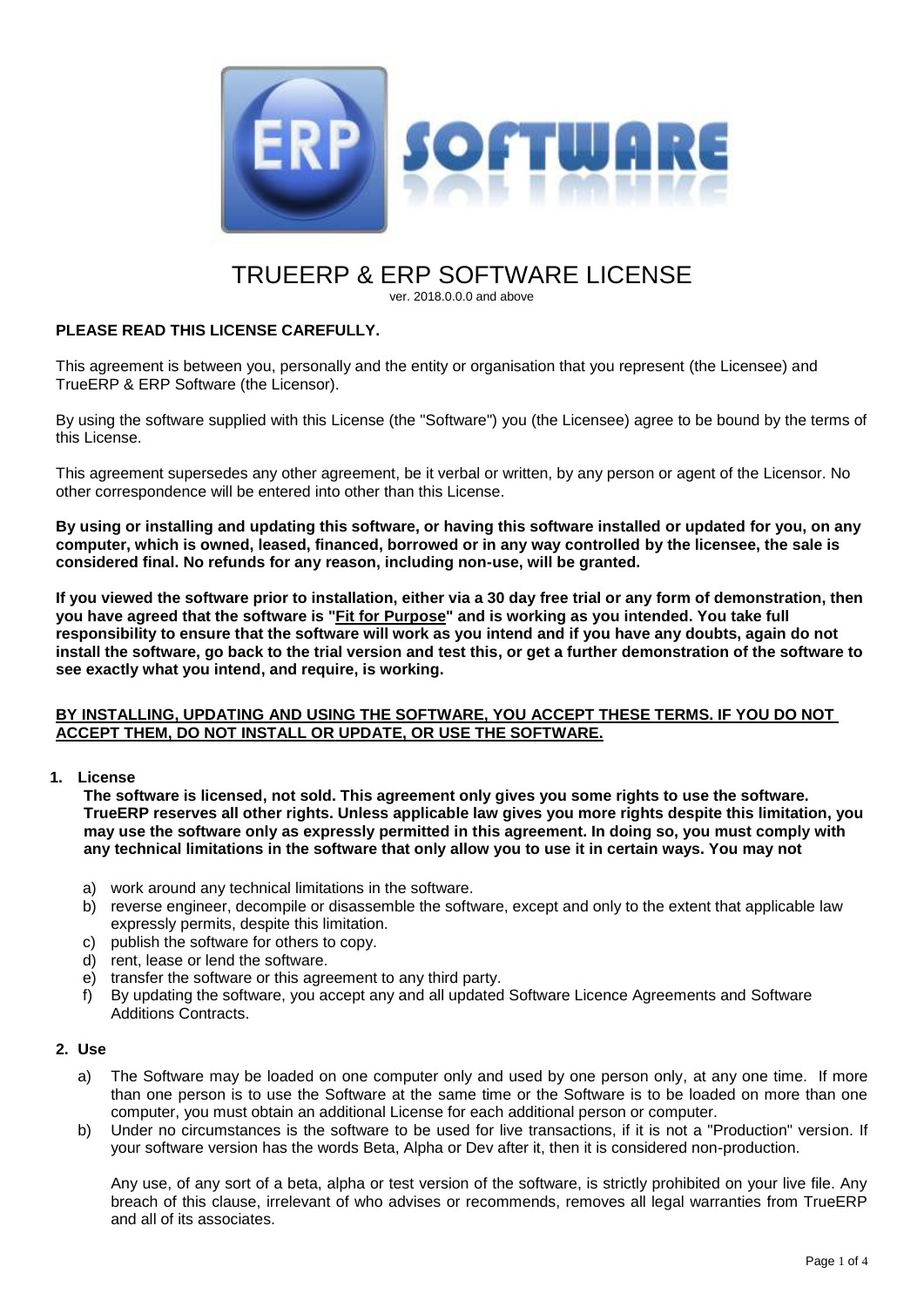# TRUEERP & ERP SOFTWARE LICENSE

ver. 2018.0.0.0 and above

**PLEASE READ THIS LICENSE CAREFULLY.**

This agreement is between you, personally and the entity or organisation that you represent (the Licensee) and TrueERP & ERP Software (the Licensor).

By using the software supplied with this License (the "Software") you (the Licensee) agree to be bound by the terms of this License.

This agreement supersedes any other agreement, be it verbal or written, by any person or agent of the Licensor. No other correspondence will be entered into other than this License.

**By using or installing and updating this software, or having this software installed or updated for you, on any computer, which is owned, leased, financed, borrowed or in any way controlled by the licensee, the sale is considered final. No refunds for any reason, including non-use, will be granted.**

**If you viewed the software prior to installation, either via a 30 day free trial or any form of demonstration, then you have agreed that the software is "<u>Fit for Purpose</u>" and is working as you intended. You take full responsibility to ensure that the software will work as you intend and if you have any doubts, again do not install the software, go back to the trial version and test this, or get a further demonstration of the software to see exactly what you intend, and require, is working.**

**<u>BY INSTALLING, UPDATING AND USING THE SOFTWARE, YOU ACCEPT THESE TERMS. IF YOU DO NOT ACCEPT THEM, DO NOT INSTALL OR UPDATE, OR USE THE SOFTWARE.</u>**

## 1. License

**The software is licensed, not sold. This agreement only gives you some rights to use the software. TrueERP reserves all other rights. Unless applicable law gives you more rights despite this limitation, you may use the software only as expressly permitted in this agreement. In doing so, you must comply with any technical limitations in the software that only allow you to use it in certain ways. You may not**

a) work around any technical limitations in the software.
b) reverse engineer, decompile or disassemble the software, except and only to the extent that applicable law expressly permits, despite this limitation.
c) publish the software for others to copy.
d) rent, lease or lend the software.
e) transfer the software or this agreement to any third party.
f) By updating the software, you accept any and all updated Software Licence Agreements and Software Additions Contracts.

## 2. Use

a) The Software may be loaded on one computer only and used by one person only, at any one time. If more than one person is to use the Software at the same time or the Software is to be loaded on more than one computer, you must obtain an additional License for each additional person or computer.

b) Under no circumstances is the software to be used for live transactions, if it is not a "Production" version. If your software version has the words Beta, Alpha or Dev after it, then it is considered non-production.

Any use, of any sort of a beta, alpha or test version of the software, is strictly prohibited on your live file. Any breach of this clause, irrelevant of who advises or recommends, removes all legal warranties from TrueERP and all of its associates.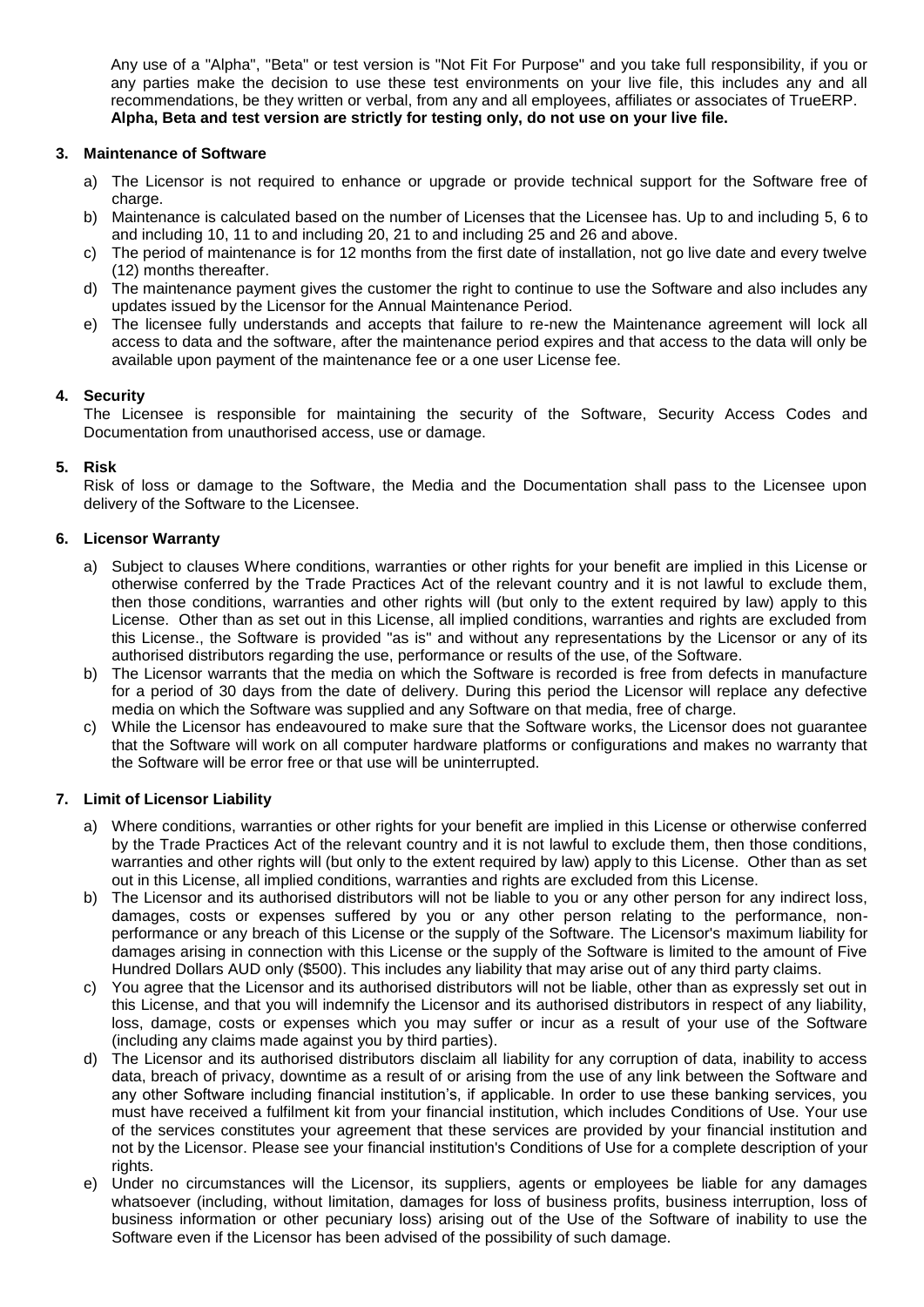Any use of a "Alpha", "Beta" or test version is "Not Fit For Purpose" and you take full responsibility, if you or any parties make the decision to use these test environments on your live file, this includes any and all recommendations, be they written or verbal, from any and all employees, affiliates or associates of TrueERP. **Alpha, Beta and test version are strictly for testing only, do not use on your live file.**

## 3. Maintenance of Software

a) The Licensor is not required to enhance or upgrade or provide technical support for the Software free of charge.

b) Maintenance is calculated based on the number of Licenses that the Licensee has. Up to and including 5, 6 to and including 10, 11 to and including 20, 21 to and including 25 and 26 and above.

c) The period of maintenance is for 12 months from the first date of installation, not go live date and every twelve (12) months thereafter.

d) The maintenance payment gives the customer the right to continue to use the Software and also includes any updates issued by the Licensor for the Annual Maintenance Period.

e) The licensee fully understands and accepts that failure to re-new the Maintenance agreement will lock all access to data and the software, after the maintenance period expires and that access to the data will only be available upon payment of the maintenance fee or a one user License fee.

## 4. Security

The Licensee is responsible for maintaining the security of the Software, Security Access Codes and Documentation from unauthorised access, use or damage.

## 5. Risk

Risk of loss or damage to the Software, the Media and the Documentation shall pass to the Licensee upon delivery of the Software to the Licensee.

## 6. Licensor Warranty

a) Subject to clauses Where conditions, warranties or other rights for your benefit are implied in this License or otherwise conferred by the Trade Practices Act of the relevant country and it is not lawful to exclude them, then those conditions, warranties and other rights will (but only to the extent required by law) apply to this License. Other than as set out in this License, all implied conditions, warranties and rights are excluded from this License., the Software is provided "as is" and without any representations by the Licensor or any of its authorised distributors regarding the use, performance or results of the use, of the Software.

b) The Licensor warrants that the media on which the Software is recorded is free from defects in manufacture for a period of 30 days from the date of delivery. During this period the Licensor will replace any defective media on which the Software was supplied and any Software on that media, free of charge.

c) While the Licensor has endeavoured to make sure that the Software works, the Licensor does not guarantee that the Software will work on all computer hardware platforms or configurations and makes no warranty that the Software will be error free or that use will be uninterrupted.

## 7. Limit of Licensor Liability

a) Where conditions, warranties or other rights for your benefit are implied in this License or otherwise conferred by the Trade Practices Act of the relevant country and it is not lawful to exclude them, then those conditions, warranties and other rights will (but only to the extent required by law) apply to this License. Other than as set out in this License, all implied conditions, warranties and rights are excluded from this License.

b) The Licensor and its authorised distributors will not be liable to you or any other person for any indirect loss, damages, costs or expenses suffered by you or any other person relating to the performance, non-performance or any breach of this License or the supply of the Software. The Licensor's maximum liability for damages arising in connection with this License or the supply of the Software is limited to the amount of Five Hundred Dollars AUD only ($500). This includes any liability that may arise out of any third party claims.

c) You agree that the Licensor and its authorised distributors will not be liable, other than as expressly set out in this License, and that you will indemnify the Licensor and its authorised distributors in respect of any liability, loss, damage, costs or expenses which you may suffer or incur as a result of your use of the Software (including any claims made against you by third parties).

d) The Licensor and its authorised distributors disclaim all liability for any corruption of data, inability to access data, breach of privacy, downtime as a result of or arising from the use of any link between the Software and any other Software including financial institution's, if applicable. In order to use these banking services, you must have received a fulfilment kit from your financial institution, which includes Conditions of Use. Your use of the services constitutes your agreement that these services are provided by your financial institution and not by the Licensor. Please see your financial institution's Conditions of Use for a complete description of your rights.

e) Under no circumstances will the Licensor, its suppliers, agents or employees be liable for any damages whatsoever (including, without limitation, damages for loss of business profits, business interruption, loss of business information or other pecuniary loss) arising out of the Use of the Software of inability to use the Software even if the Licensor has been advised of the possibility of such damage.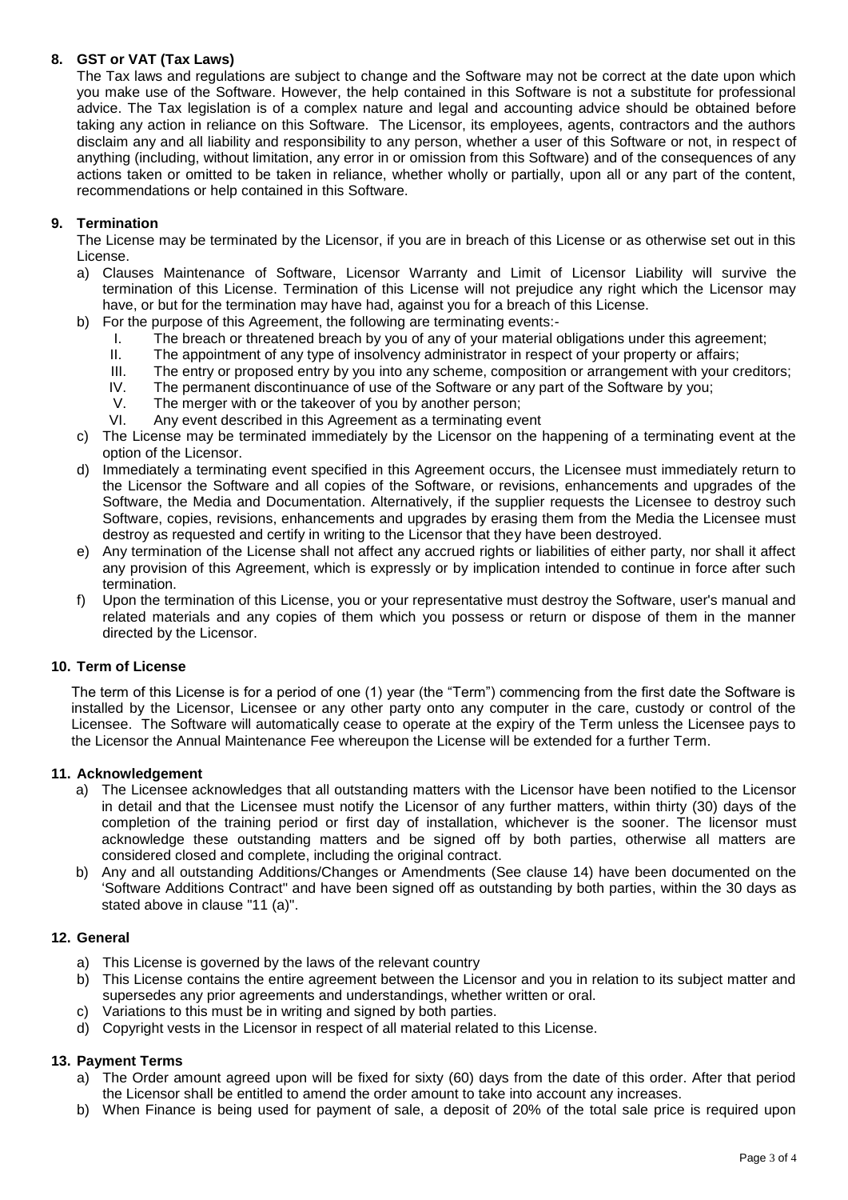**8. GST or VAT (Tax Laws)**

The Tax laws and regulations are subject to change and the Software may not be correct at the date upon which you make use of the Software. However, the help contained in this Software is not a substitute for professional advice. The Tax legislation is of a complex nature and legal and accounting advice should be obtained before taking any action in reliance on this Software. The Licensor, its employees, agents, contractors and the authors disclaim any and all liability and responsibility to any person, whether a user of this Software or not, in respect of anything (including, without limitation, any error in or omission from this Software) and of the consequences of any actions taken or omitted to be taken in reliance, whether wholly or partially, upon all or any part of the content, recommendations or help contained in this Software.

**9. Termination**

The License may be terminated by the Licensor, if you are in breach of this License or as otherwise set out in this License.

a) Clauses Maintenance of Software, Licensor Warranty and Limit of Licensor Liability will survive the termination of this License. Termination of this License will not prejudice any right which the Licensor may have, or but for the termination may have had, against you for a breach of this License.

b) For the purpose of this Agreement, the following are terminating events:-

   I. The breach or threatened breach by you of any of your material obligations under this agreement;
   II. The appointment of any type of insolvency administrator in respect of your property or affairs;
   III. The entry or proposed entry by you into any scheme, composition or arrangement with your creditors;
   IV. The permanent discontinuance of use of the Software or any part of the Software by you;
   V. The merger with or the takeover of you by another person;
   VI. Any event described in this Agreement as a terminating event

c) The License may be terminated immediately by the Licensor on the happening of a terminating event at the option of the Licensor.

d) Immediately a terminating event specified in this Agreement occurs, the Licensee must immediately return to the Licensor the Software and all copies of the Software, or revisions, enhancements and upgrades of the Software, the Media and Documentation. Alternatively, if the supplier requests the Licensee to destroy such Software, copies, revisions, enhancements and upgrades by erasing them from the Media the Licensee must destroy as requested and certify in writing to the Licensor that they have been destroyed.

e) Any termination of the License shall not affect any accrued rights or liabilities of either party, nor shall it affect any provision of this Agreement, which is expressly or by implication intended to continue in force after such termination.

f) Upon the termination of this License, you or your representative must destroy the Software, user's manual and related materials and any copies of them which you possess or return or dispose of them in the manner directed by the Licensor.

**10. Term of License**

The term of this License is for a period of one (1) year (the "Term") commencing from the first date the Software is installed by the Licensor, Licensee or any other party onto any computer in the care, custody or control of the Licensee. The Software will automatically cease to operate at the expiry of the Term unless the Licensee pays to the Licensor the Annual Maintenance Fee whereupon the License will be extended for a further Term.

**11. Acknowledgement**

a) The Licensee acknowledges that all outstanding matters with the Licensor have been notified to the Licensor in detail and that the Licensee must notify the Licensor of any further matters, within thirty (30) days of the completion of the training period or first day of installation, whichever is the sooner. The licensor must acknowledge these outstanding matters and be signed off by both parties, otherwise all matters are considered closed and complete, including the original contract.

b) Any and all outstanding Additions/Changes or Amendments (See clause 14) have been documented on the 'Software Additions Contract" and have been signed off as outstanding by both parties, within the 30 days as stated above in clause "11 (a)".

**12. General**

a) This License is governed by the laws of the relevant country

b) This License contains the entire agreement between the Licensor and you in relation to its subject matter and supersedes any prior agreements and understandings, whether written or oral.

c) Variations to this must be in writing and signed by both parties.

d) Copyright vests in the Licensor in respect of all material related to this License.

**13. Payment Terms**

a) The Order amount agreed upon will be fixed for sixty (60) days from the date of this order. After that period the Licensor shall be entitled to amend the order amount to take into account any increases.

b) When Finance is being used for payment of sale, a deposit of 20% of the total sale price is required upon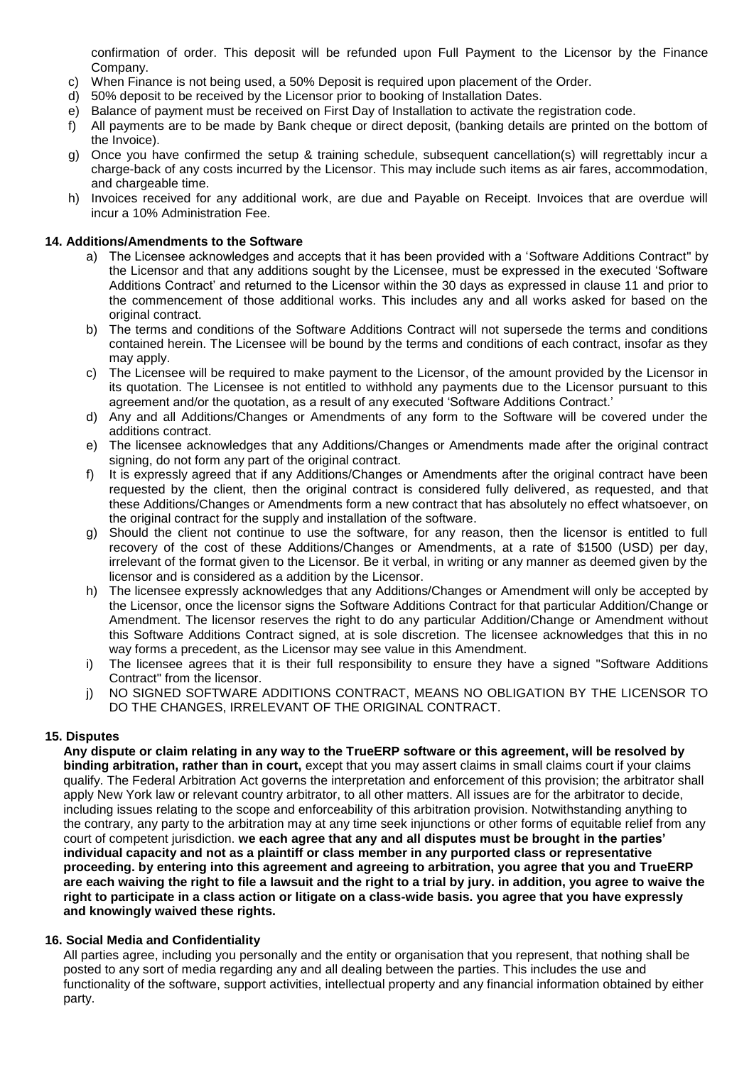confirmation of order. This deposit will be refunded upon Full Payment to the Licensor by the Finance Company.

c) When Finance is not being used, a 50% Deposit is required upon placement of the Order.
d) 50% deposit to be received by the Licensor prior to booking of Installation Dates.
e) Balance of payment must be received on First Day of Installation to activate the registration code.
f) All payments are to be made by Bank cheque or direct deposit, (banking details are printed on the bottom of the Invoice).
g) Once you have confirmed the setup & training schedule, subsequent cancellation(s) will regrettably incur a charge-back of any costs incurred by the Licensor. This may include such items as air fares, accommodation, and chargeable time.
h) Invoices received for any additional work, are due and Payable on Receipt. Invoices that are overdue will incur a 10% Administration Fee.

**14. Additions/Amendments to the Software**

a) The Licensee acknowledges and accepts that it has been provided with a 'Software Additions Contract" by the Licensor and that any additions sought by the Licensee, must be expressed in the executed 'Software Additions Contract' and returned to the Licensor within the 30 days as expressed in clause 11 and prior to the commencement of those additional works. This includes any and all works asked for based on the original contract.
b) The terms and conditions of the Software Additions Contract will not supersede the terms and conditions contained herein. The Licensee will be bound by the terms and conditions of each contract, insofar as they may apply.
c) The Licensee will be required to make payment to the Licensor, of the amount provided by the Licensor in its quotation. The Licensee is not entitled to withhold any payments due to the Licensor pursuant to this agreement and/or the quotation, as a result of any executed 'Software Additions Contract.'
d) Any and all Additions/Changes or Amendments of any form to the Software will be covered under the additions contract.
e) The licensee acknowledges that any Additions/Changes or Amendments made after the original contract signing, do not form any part of the original contract.
f) It is expressly agreed that if any Additions/Changes or Amendments after the original contract have been requested by the client, then the original contract is considered fully delivered, as requested, and that these Additions/Changes or Amendments form a new contract that has absolutely no effect whatsoever, on the original contract for the supply and installation of the software.
g) Should the client not continue to use the software, for any reason, then the licensor is entitled to full recovery of the cost of these Additions/Changes or Amendments, at a rate of $1500 (USD) per day, irrelevant of the format given to the Licensor. Be it verbal, in writing or any manner as deemed given by the licensor and is considered as a addition by the Licensor.
h) The licensee expressly acknowledges that any Additions/Changes or Amendment will only be accepted by the Licensor, once the licensor signs the Software Additions Contract for that particular Addition/Change or Amendment. The licensor reserves the right to do any particular Addition/Change or Amendment without this Software Additions Contract signed, at is sole discretion. The licensee acknowledges that this in no way forms a precedent, as the Licensor may see value in this Amendment.
i) The licensee agrees that it is their full responsibility to ensure they have a signed "Software Additions Contract" from the licensor.
j) NO SIGNED SOFTWARE ADDITIONS CONTRACT, MEANS NO OBLIGATION BY THE LICENSOR TO DO THE CHANGES, IRRELEVANT OF THE ORIGINAL CONTRACT.

**15. Disputes**

**Any dispute or claim relating in any way to the TrueERP software or this agreement, will be resolved by binding arbitration, rather than in court,** except that you may assert claims in small claims court if your claims qualify. The Federal Arbitration Act governs the interpretation and enforcement of this provision; the arbitrator shall apply New York law or relevant country arbitrator, to all other matters. All issues are for the arbitrator to decide, including issues relating to the scope and enforceability of this arbitration provision. Notwithstanding anything to the contrary, any party to the arbitration may at any time seek injunctions or other forms of equitable relief from any court of competent jurisdiction. **we each agree that any and all disputes must be brought in the parties' individual capacity and not as a plaintiff or class member in any purported class or representative proceeding. by entering into this agreement and agreeing to arbitration, you agree that you and TrueERP are each waiving the right to file a lawsuit and the right to a trial by jury. in addition, you agree to waive the right to participate in a class action or litigate on a class-wide basis. you agree that you have expressly and knowingly waived these rights.**

**16. Social Media and Confidentiality**

All parties agree, including you personally and the entity or organisation that you represent, that nothing shall be posted to any sort of media regarding any and all dealing between the parties. This includes the use and functionality of the software, support activities, intellectual property and any financial information obtained by either party.